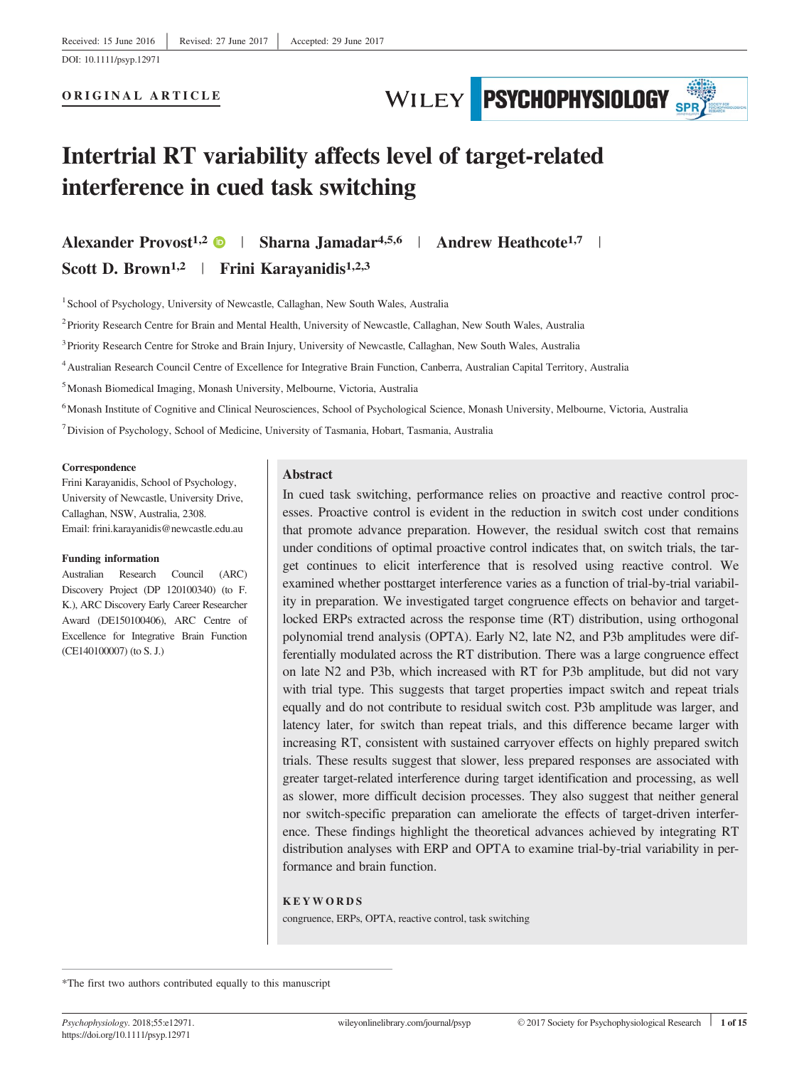Received: 15 June 2016 | Revised: 27 June 2017 | Accepted: 29 June 2017

DOI: 10.1111/psyp.12971

ORIGINAL ARTICLE

# Intertrial RT variability affects level of target-related interference in cued task switching

Alexander Provost[1,2] | Sharna Jamadar[4,5,6] | Andrew Heathcote[1,7] | Scott D. Brown[1,2] | Frini Karayanidis[1,2,3]

[1] School of Psychology, University of Newcastle, Callaghan, New South Wales, Australia

[2] Priority Research Centre for Brain and Mental Health, University of Newcastle, Callaghan, New South Wales, Australia

[3] Priority Research Centre for Stroke and Brain Injury, University of Newcastle, Callaghan, New South Wales, Australia

[4] Australian Research Council Centre of Excellence for Integrative Brain Function, Canberra, Australian Capital Territory, Australia

[5] Monash Biomedical Imaging, Monash University, Melbourne, Victoria, Australia

[6] Monash Institute of Cognitive and Clinical Neurosciences, School of Psychological Science, Monash University, Melbourne, Victoria, Australia

[7] Division of Psychology, School of Medicine, University of Tasmania, Hobart, Tasmania, Australia

**Correspondence**

Frini Karayanidis, School of Psychology, University of Newcastle, University Drive, Callaghan, NSW, Australia, 2308.
Email: frini.karayanidis@newcastle.edu.au

**Funding information**

Australian Research Council (ARC) Discovery Project (DP 120100340) (to F. K.), ARC Discovery Early Career Researcher Award (DE150100406), ARC Centre of Excellence for Integrative Brain Function (CE140100007) (to S. J.)

## Abstract

In cued task switching, performance relies on proactive and reactive control processes. Proactive control is evident in the reduction in switch cost under conditions that promote advance preparation. However, the residual switch cost that remains under conditions of optimal proactive control indicates that, on switch trials, the target continues to elicit interference that is resolved using reactive control. We examined whether posttarget interference varies as a function of trial-by-trial variability in preparation. We investigated target congruence effects on behavior and target-locked ERPs extracted across the response time (RT) distribution, using orthogonal polynomial trend analysis (OPTA). Early N2, late N2, and P3b amplitudes were differentially modulated across the RT distribution. There was a large congruence effect on late N2 and P3b, which increased with RT for P3b amplitude, but did not vary with trial type. This suggests that target properties impact switch and repeat trials equally and do not contribute to residual switch cost. P3b amplitude was larger, and latency later, for switch than repeat trials, and this difference became larger with increasing RT, consistent with sustained carryover effects on highly prepared switch trials. These results suggest that slower, less prepared responses are associated with greater target-related interference during target identification and processing, as well as slower, more difficult decision processes. They also suggest that neither general nor switch-specific preparation can ameliorate the effects of target-driven interference. These findings highlight the theoretical advances achieved by integrating RT distribution analyses with ERP and OPTA to examine trial-by-trial variability in performance and brain function.

**KEYWORDS**

congruence, ERPs, OPTA, reactive control, task switching

---

*The first two authors contributed equally to this manuscript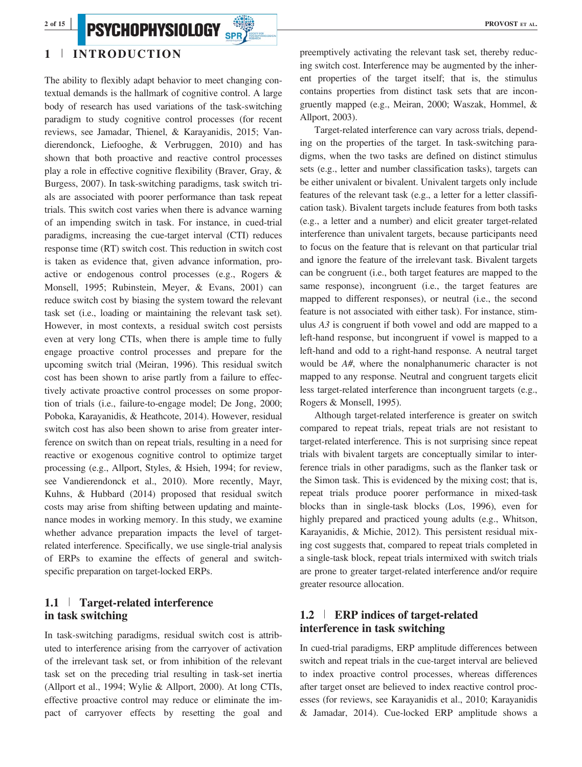## 1 | INTRODUCTION

The ability to flexibly adapt behavior to meet changing contextual demands is the hallmark of cognitive control. A large body of research has used variations of the task-switching paradigm to study cognitive control processes (for recent reviews, see Jamadar, Thienel, & Karayanidis, 2015; Vandierendonck, Liefooghe, & Verbruggen, 2010) and has shown that both proactive and reactive control processes play a role in effective cognitive flexibility (Braver, Gray, & Burgess, 2007). In task-switching paradigms, task switch trials are associated with poorer performance than task repeat trials. This switch cost varies when there is advance warning of an impending switch in task. For instance, in cued-trial paradigms, increasing the cue-target interval (CTI) reduces response time (RT) switch cost. This reduction in switch cost is taken as evidence that, given advance information, proactive or endogenous control processes (e.g., Rogers & Monsell, 1995; Rubinstein, Meyer, & Evans, 2001) can reduce switch cost by biasing the system toward the relevant task set (i.e., loading or maintaining the relevant task set). However, in most contexts, a residual switch cost persists even at very long CTIs, when there is ample time to fully engage proactive control processes and prepare for the upcoming switch trial (Meiran, 1996). This residual switch cost has been shown to arise partly from a failure to effectively activate proactive control processes on some proportion of trials (i.e., failure-to-engage model; De Jong, 2000; Poboka, Karayanidis, & Heathcote, 2014). However, residual switch cost has also been shown to arise from greater interference on switch than on repeat trials, resulting in a need for reactive or exogenous cognitive control to optimize target processing (e.g., Allport, Styles, & Hsieh, 1994; for review, see Vandierendonck et al., 2010). More recently, Mayr, Kuhns, & Hubbard (2014) proposed that residual switch costs may arise from shifting between updating and maintenance modes in working memory. In this study, we examine whether advance preparation impacts the level of target-related interference. Specifically, we use single-trial analysis of ERPs to examine the effects of general and switch-specific preparation on target-locked ERPs.

### 1.1 | Target-related interference in task switching

In task-switching paradigms, residual switch cost is attributed to interference arising from the carryover of activation of the irrelevant task set, or from inhibition of the relevant task set on the preceding trial resulting in task-set inertia (Allport et al., 1994; Wylie & Allport, 2000). At long CTIs, effective proactive control may reduce or eliminate the impact of carryover effects by resetting the goal and preemptively activating the relevant task set, thereby reducing switch cost. Interference may be augmented by the inherent properties of the target itself; that is, the stimulus contains properties from distinct task sets that are incongruently mapped (e.g., Meiran, 2000; Waszak, Hommel, & Allport, 2003).

Target-related interference can vary across trials, depending on the properties of the target. In task-switching paradigms, when the two tasks are defined on distinct stimulus sets (e.g., letter and number classification tasks), targets can be either univalent or bivalent. Univalent targets only include features of the relevant task (e.g., a letter for a letter classification task). Bivalent targets include features from both tasks (e.g., a letter and a number) and elicit greater target-related interference than univalent targets, because participants need to focus on the feature that is relevant on that particular trial and ignore the feature of the irrelevant task. Bivalent targets can be congruent (i.e., both target features are mapped to the same response), incongruent (i.e., the target features are mapped to different responses), or neutral (i.e., the second feature is not associated with either task). For instance, stimulus *A3* is congruent if both vowel and odd are mapped to a left-hand response, but incongruent if vowel is mapped to a left-hand and odd to a right-hand response. A neutral target would be *A#*, where the nonalphanumeric character is not mapped to any response. Neutral and congruent targets elicit less target-related interference than incongruent targets (e.g., Rogers & Monsell, 1995).

Although target-related interference is greater on switch compared to repeat trials, repeat trials are not resistant to target-related interference. This is not surprising since repeat trials with bivalent targets are conceptually similar to interference trials in other paradigms, such as the flanker task or the Simon task. This is evidenced by the mixing cost; that is, repeat trials produce poorer performance in mixed-task blocks than in single-task blocks (Los, 1996), even for highly prepared and practiced young adults (e.g., Whitson, Karayanidis, & Michie, 2012). This persistent residual mixing cost suggests that, compared to repeat trials completed in a single-task block, repeat trials intermixed with switch trials are prone to greater target-related interference and/or require greater resource allocation.

### 1.2 | ERP indices of target-related interference in task switching

In cued-trial paradigms, ERP amplitude differences between switch and repeat trials in the cue-target interval are believed to index proactive control processes, whereas differences after target onset are believed to index reactive control processes (for reviews, see Karayanidis et al., 2010; Karayanidis & Jamadar, 2014). Cue-locked ERP amplitude shows a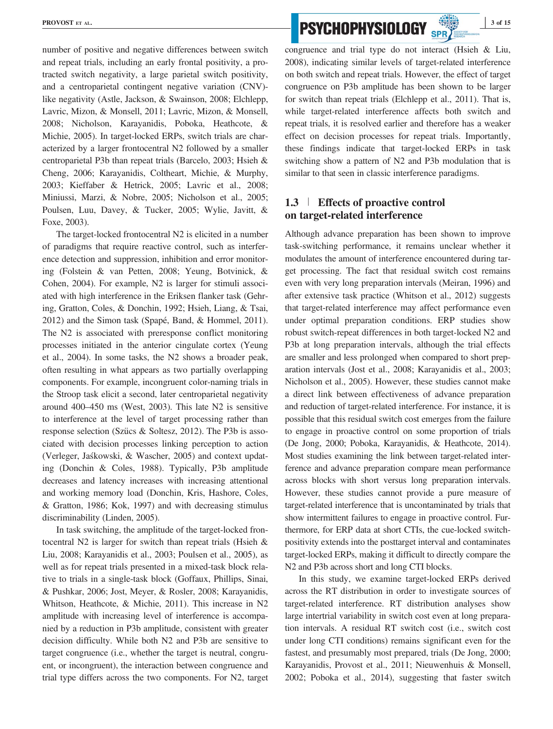number of positive and negative differences between switch and repeat trials, including an early frontal positivity, a protracted switch negativity, a large parietal switch positivity, and a centroparietal contingent negative variation (CNV)-like negativity (Astle, Jackson, & Swainson, 2008; Elchlepp, Lavric, Mizon, & Monsell, 2011; Lavric, Mizon, & Monsell, 2008; Nicholson, Karayanidis, Poboka, Heathcote, & Michie, 2005). In target-locked ERPs, switch trials are characterized by a larger frontocentral N2 followed by a smaller centroparietal P3b than repeat trials (Barcelo, 2003; Hsieh & Cheng, 2006; Karayanidis, Coltheart, Michie, & Murphy, 2003; Kieffaber & Hetrick, 2005; Lavric et al., 2008; Miniussi, Marzi, & Nobre, 2005; Nicholson et al., 2005; Poulsen, Luu, Davey, & Tucker, 2005; Wylie, Javitt, & Foxe, 2003).

The target-locked frontocentral N2 is elicited in a number of paradigms that require reactive control, such as interference detection and suppression, inhibition and error monitoring (Folstein & van Petten, 2008; Yeung, Botvinick, & Cohen, 2004). For example, N2 is larger for stimuli associated with high interference in the Eriksen flanker task (Gehring, Gratton, Coles, & Donchin, 1992; Hsieh, Liang, & Tsai, 2012) and the Simon task (Spapé, Band, & Hommel, 2011). The N2 is associated with preresponse conflict monitoring processes initiated in the anterior cingulate cortex (Yeung et al., 2004). In some tasks, the N2 shows a broader peak, often resulting in what appears as two partially overlapping components. For example, incongruent color-naming trials in the Stroop task elicit a second, later centroparietal negativity around 400–450 ms (West, 2003). This late N2 is sensitive to interference at the level of target processing rather than response selection (Szücs & Soltesz, 2012). The P3b is associated with decision processes linking perception to action (Verleger, Jaśkowski, & Wascher, 2005) and context updating (Donchin & Coles, 1988). Typically, P3b amplitude decreases and latency increases with increasing attentional and working memory load (Donchin, Kris, Hashore, Coles, & Gratton, 1986; Kok, 1997) and with decreasing stimulus discriminability (Linden, 2005).

In task switching, the amplitude of the target-locked frontocentral N2 is larger for switch than repeat trials (Hsieh & Liu, 2008; Karayanidis et al., 2003; Poulsen et al., 2005), as well as for repeat trials presented in a mixed-task block relative to trials in a single-task block (Goffaux, Phillips, Sinai, & Pushkar, 2006; Jost, Meyer, & Rosler, 2008; Karayanidis, Whitson, Heathcote, & Michie, 2011). This increase in N2 amplitude with increasing level of interference is accompanied by a reduction in P3b amplitude, consistent with greater decision difficulty. While both N2 and P3b are sensitive to target congruence (i.e., whether the target is neutral, congruent, or incongruent), the interaction between congruence and trial type differs across the two components. For N2, target congruence and trial type do not interact (Hsieh & Liu, 2008), indicating similar levels of target-related interference on both switch and repeat trials. However, the effect of target congruence on P3b amplitude has been shown to be larger for switch than repeat trials (Elchlepp et al., 2011). That is, while target-related interference affects both switch and repeat trials, it is resolved earlier and therefore has a weaker effect on decision processes for repeat trials. Importantly, these findings indicate that target-locked ERPs in task switching show a pattern of N2 and P3b modulation that is similar to that seen in classic interference paradigms.

## 1.3 | Effects of proactive control on target-related interference

Although advance preparation has been shown to improve task-switching performance, it remains unclear whether it modulates the amount of interference encountered during target processing. The fact that residual switch cost remains even with very long preparation intervals (Meiran, 1996) and after extensive task practice (Whitson et al., 2012) suggests that target-related interference may affect performance even under optimal preparation conditions. ERP studies show robust switch-repeat differences in both target-locked N2 and P3b at long preparation intervals, although the trial effects are smaller and less prolonged when compared to short preparation intervals (Jost et al., 2008; Karayanidis et al., 2003; Nicholson et al., 2005). However, these studies cannot make a direct link between effectiveness of advance preparation and reduction of target-related interference. For instance, it is possible that this residual switch cost emerges from the failure to engage in proactive control on some proportion of trials (De Jong, 2000; Poboka, Karayanidis, & Heathcote, 2014). Most studies examining the link between target-related interference and advance preparation compare mean performance across blocks with short versus long preparation intervals. However, these studies cannot provide a pure measure of target-related interference that is uncontaminated by trials that show intermittent failures to engage in proactive control. Furthermore, for ERP data at short CTIs, the cue-locked switch-positivity extends into the posttarget interval and contaminates target-locked ERPs, making it difficult to directly compare the N2 and P3b across short and long CTI blocks.

In this study, we examine target-locked ERPs derived across the RT distribution in order to investigate sources of target-related interference. RT distribution analyses show large intertrial variability in switch cost even at long preparation intervals. A residual RT switch cost (i.e., switch cost under long CTI conditions) remains significant even for the fastest, and presumably most prepared, trials (De Jong, 2000; Karayanidis, Provost et al., 2011; Nieuwenhuis & Monsell, 2002; Poboka et al., 2014), suggesting that faster switch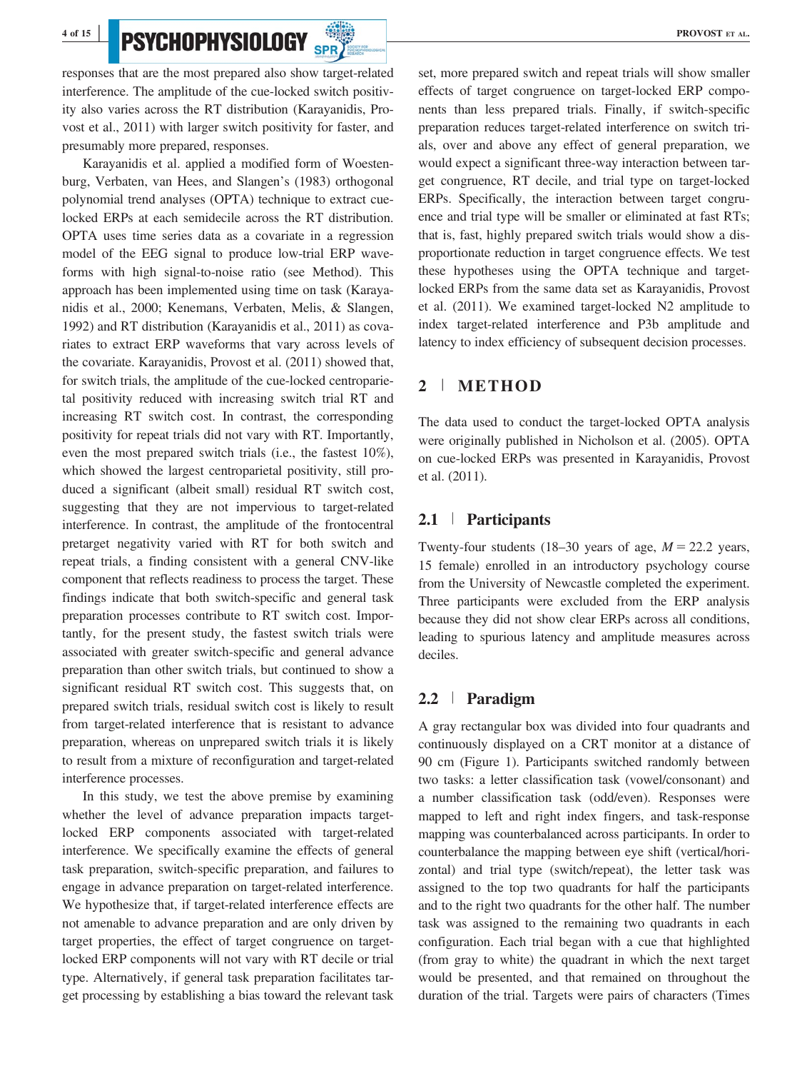responses that are the most prepared also show target-related interference. The amplitude of the cue-locked switch positivity also varies across the RT distribution (Karayanidis, Provost et al., 2011) with larger switch positivity for faster, and presumably more prepared, responses.

Karayanidis et al. applied a modified form of Woestenburg, Verbaten, van Hees, and Slangen's (1983) orthogonal polynomial trend analyses (OPTA) technique to extract cue-locked ERPs at each semidecile across the RT distribution. OPTA uses time series data as a covariate in a regression model of the EEG signal to produce low-trial ERP waveforms with high signal-to-noise ratio (see Method). This approach has been implemented using time on task (Karayanidis et al., 2000; Kenemans, Verbaten, Melis, & Slangen, 1992) and RT distribution (Karayanidis et al., 2011) as covariates to extract ERP waveforms that vary across levels of the covariate. Karayanidis, Provost et al. (2011) showed that, for switch trials, the amplitude of the cue-locked centroparietal positivity reduced with increasing switch trial RT and increasing RT switch cost. In contrast, the corresponding positivity for repeat trials did not vary with RT. Importantly, even the most prepared switch trials (i.e., the fastest 10%), which showed the largest centroparietal positivity, still produced a significant (albeit small) residual RT switch cost, suggesting that they are not impervious to target-related interference. In contrast, the amplitude of the frontocentral pretarget negativity varied with RT for both switch and repeat trials, a finding consistent with a general CNV-like component that reflects readiness to process the target. These findings indicate that both switch-specific and general task preparation processes contribute to RT switch cost. Importantly, for the present study, the fastest switch trials were associated with greater switch-specific and general advance preparation than other switch trials, but continued to show a significant residual RT switch cost. This suggests that, on prepared switch trials, residual switch cost is likely to result from target-related interference that is resistant to advance preparation, whereas on unprepared switch trials it is likely to result from a mixture of reconfiguration and target-related interference processes.

In this study, we test the above premise by examining whether the level of advance preparation impacts target-locked ERP components associated with target-related interference. We specifically examine the effects of general task preparation, switch-specific preparation, and failures to engage in advance preparation on target-related interference. We hypothesize that, if target-related interference effects are not amenable to advance preparation and are only driven by target properties, the effect of target congruence on target-locked ERP components will not vary with RT decile or trial type. Alternatively, if general task preparation facilitates target processing by establishing a bias toward the relevant task set, more prepared switch and repeat trials will show smaller effects of target congruence on target-locked ERP components than less prepared trials. Finally, if switch-specific preparation reduces target-related interference on switch trials, over and above any effect of general preparation, we would expect a significant three-way interaction between target congruence, RT decile, and trial type on target-locked ERPs. Specifically, the interaction between target congruence and trial type will be smaller or eliminated at fast RTs; that is, fast, highly prepared switch trials would show a disproportionate reduction in target congruence effects. We test these hypotheses using the OPTA technique and target-locked ERPs from the same data set as Karayanidis, Provost et al. (2011). We examined target-locked N2 amplitude to index target-related interference and P3b amplitude and latency to index efficiency of subsequent decision processes.

# 2 | METHOD

The data used to conduct the target-locked OPTA analysis were originally published in Nicholson et al. (2005). OPTA on cue-locked ERPs was presented in Karayanidis, Provost et al. (2011).

## 2.1 | Participants

Twenty-four students (18–30 years of age, $M = 22.2$ years, 15 female) enrolled in an introductory psychology course from the University of Newcastle completed the experiment. Three participants were excluded from the ERP analysis because they did not show clear ERPs across all conditions, leading to spurious latency and amplitude measures across deciles.

## 2.2 | Paradigm

A gray rectangular box was divided into four quadrants and continuously displayed on a CRT monitor at a distance of 90 cm (Figure 1). Participants switched randomly between two tasks: a letter classification task (vowel/consonant) and a number classification task (odd/even). Responses were mapped to left and right index fingers, and task-response mapping was counterbalanced across participants. In order to counterbalance the mapping between eye shift (vertical/horizontal) and trial type (switch/repeat), the letter task was assigned to the top two quadrants for half the participants and to the right two quadrants for the other half. The number task was assigned to the remaining two quadrants in each configuration. Each trial began with a cue that highlighted (from gray to white) the quadrant in which the next target would be presented, and that remained on throughout the duration of the trial. Targets were pairs of characters (Times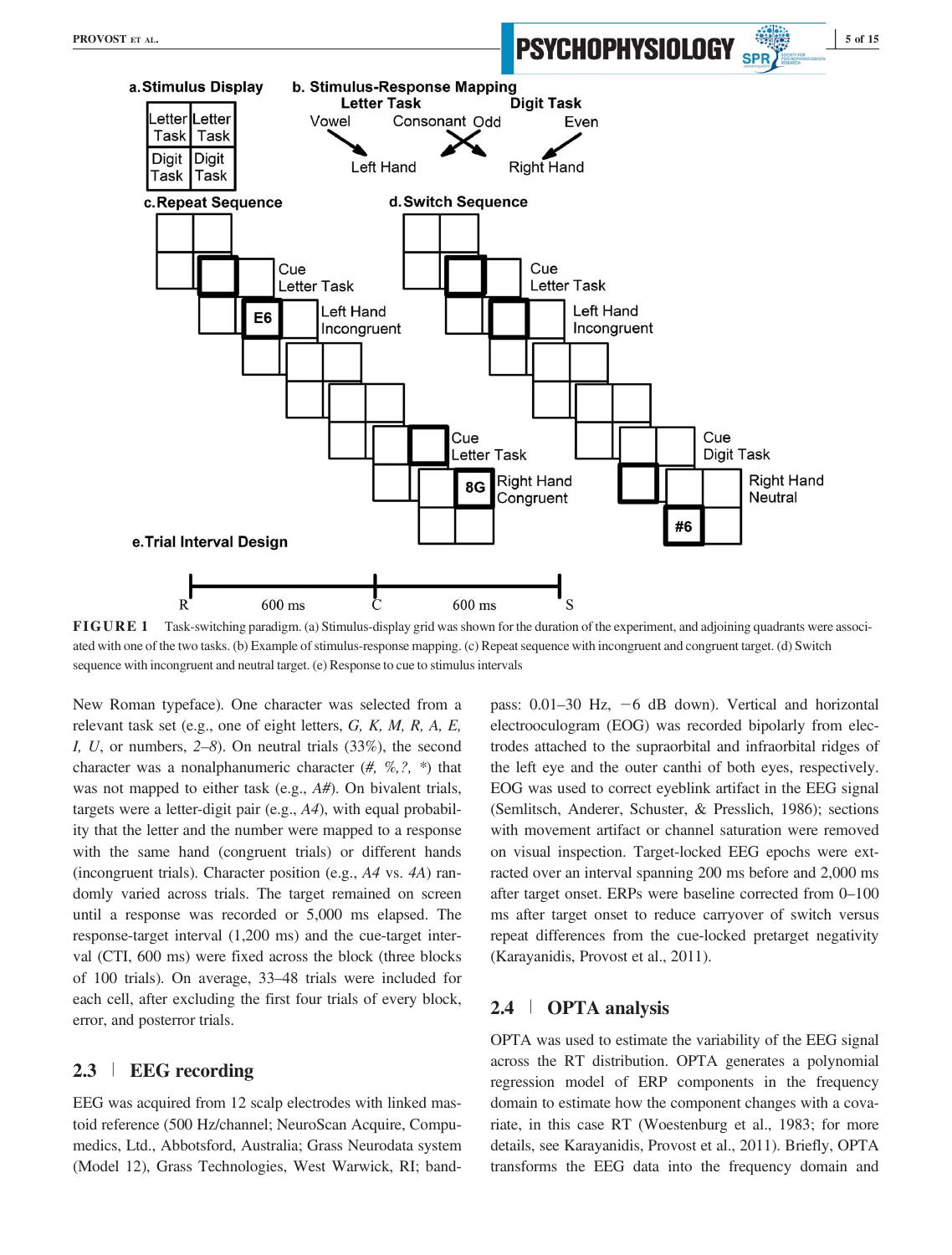FIGURE 1 Task-switching paradigm. (a) Stimulus-display grid was shown for the duration of the experiment, and adjoining quadrants were associated with one of the two tasks. (b) Example of stimulus-response mapping. (c) Repeat sequence with incongruent and congruent target. (d) Switch sequence with incongruent and neutral target. (e) Response to cue to stimulus intervals

New Roman typeface). One character was selected from a relevant task set (e.g., one of eight letters, *G, K, M, R, A, E, I, U*, or numbers, *2–8*). On neutral trials (33%), the second character was a nonalphanumeric character (*#, %, ?, **) that was not mapped to either task (e.g., *A#*). On bivalent trials, targets were a letter-digit pair (e.g., *A4*), with equal probability that the letter and the number were mapped to a response with the same hand (congruent trials) or different hands (incongruent trials). Character position (e.g., *A4* vs. *4A*) randomly varied across trials. The target remained on screen until a response was recorded or 5,000 ms elapsed. The response-target interval (1,200 ms) and the cue-target interval (CTI, 600 ms) were fixed across the block (three blocks of 100 trials). On average, 33–48 trials were included for each cell, after excluding the first four trials of every block, error, and posterror trials.

## 2.3 | EEG recording

EEG was acquired from 12 scalp electrodes with linked mastoid reference (500 Hz/channel; NeuroScan Acquire, Compumedics, Ltd., Abbotsford, Australia; Grass Neurodata system (Model 12), Grass Technologies, West Warwick, RI; bandpass: 0.01–30 Hz, −6 dB down). Vertical and horizontal electrooculogram (EOG) was recorded bipolarly from electrodes attached to the supraorbital and infraorbital ridges of the left eye and the outer canthi of both eyes, respectively. EOG was used to correct eyeblink artifact in the EEG signal (Semlitsch, Anderer, Schuster, & Presslich, 1986); sections with movement artifact or channel saturation were removed on visual inspection. Target-locked EEG epochs were extracted over an interval spanning 200 ms before and 2,000 ms after target onset. ERPs were baseline corrected from 0–100 ms after target onset to reduce carryover of switch versus repeat differences from the cue-locked pretarget negativity (Karayanidis, Provost et al., 2011).

## 2.4 | OPTA analysis

OPTA was used to estimate the variability of the EEG signal across the RT distribution. OPTA generates a polynomial regression model of ERP components in the frequency domain to estimate how the component changes with a covariate, in this case RT (Woestenburg et al., 1983; for more details, see Karayanidis, Provost et al., 2011). Briefly, OPTA transforms the EEG data into the frequency domain and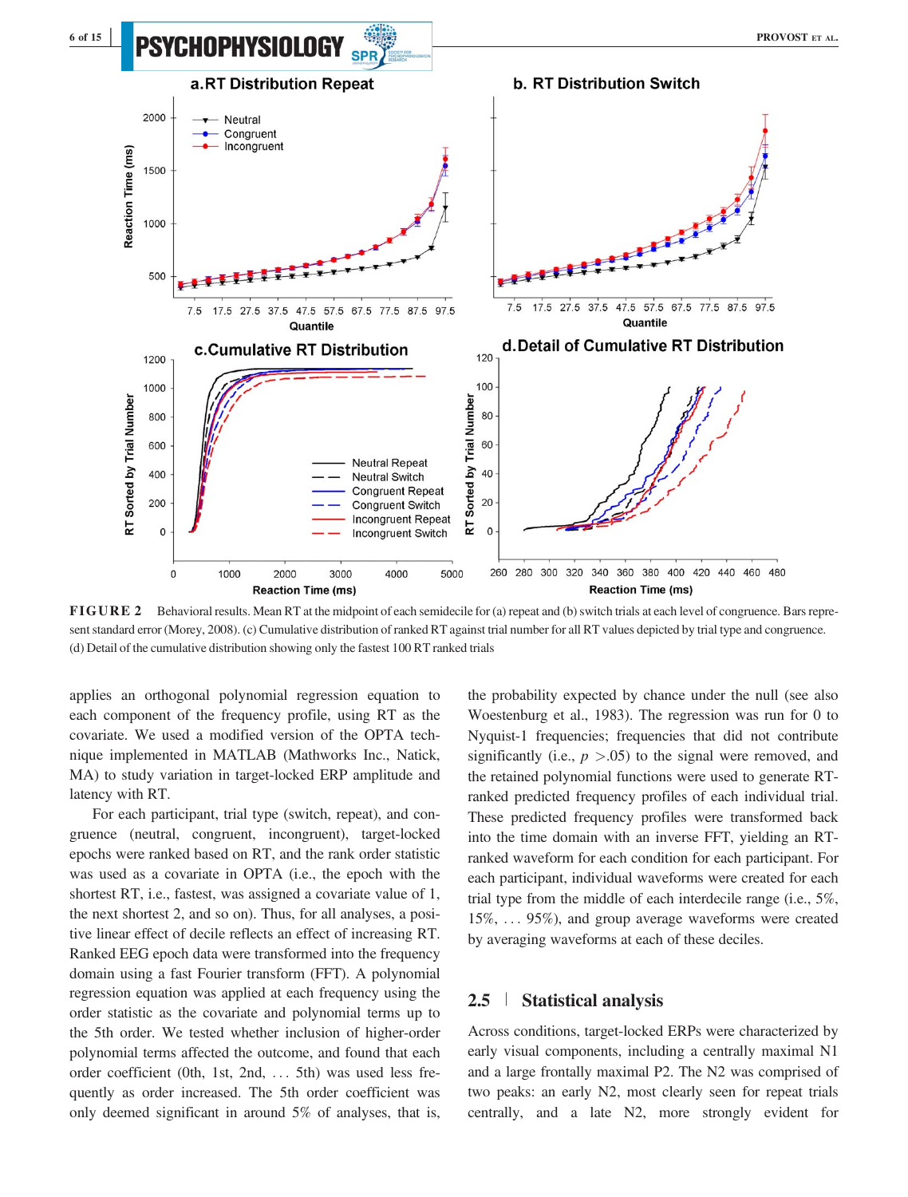**FIGURE 2** Behavioral results. Mean RT at the midpoint of each semidecile for (a) repeat and (b) switch trials at each level of congruence. Bars represent standard error (Morey, 2008). (c) Cumulative distribution of ranked RT against trial number for all RT values depicted by trial type and congruence. (d) Detail of the cumulative distribution showing only the fastest 100 RT ranked trials

applies an orthogonal polynomial regression equation to each component of the frequency profile, using RT as the covariate. We used a modified version of the OPTA technique implemented in MATLAB (Mathworks Inc., Natick, MA) to study variation in target-locked ERP amplitude and latency with RT.

For each participant, trial type (switch, repeat), and congruence (neutral, congruent, incongruent), target-locked epochs were ranked based on RT, and the rank order statistic was used as a covariate in OPTA (i.e., the epoch with the shortest RT, i.e., fastest, was assigned a covariate value of 1, the next shortest 2, and so on). Thus, for all analyses, a positive linear effect of decile reflects an effect of increasing RT. Ranked EEG epoch data were transformed into the frequency domain using a fast Fourier transform (FFT). A polynomial regression equation was applied at each frequency using the order statistic as the covariate and polynomial terms up to the 5th order. We tested whether inclusion of higher-order polynomial terms affected the outcome, and found that each order coefficient (0th, 1st, 2nd, … 5th) was used less frequently as order increased. The 5th order coefficient was only deemed significant in around 5% of analyses, that is, the probability expected by chance under the null (see also Woestenburg et al., 1983). The regression was run for 0 to Nyquist-1 frequencies; frequencies that did not contribute significantly (i.e., $p > .05$) to the signal were removed, and the retained polynomial functions were used to generate RT-ranked predicted frequency profiles of each individual trial. These predicted frequency profiles were transformed back into the time domain with an inverse FFT, yielding an RT-ranked waveform for each condition for each participant. For each participant, individual waveforms were created for each trial type from the middle of each interdecile range (i.e., 5%, 15%, … 95%), and group average waveforms were created by averaging waveforms at each of these deciles.

## 2.5 | Statistical analysis

Across conditions, target-locked ERPs were characterized by early visual components, including a centrally maximal N1 and a large frontally maximal P2. The N2 was comprised of two peaks: an early N2, most clearly seen for repeat trials centrally, and a late N2, more strongly evident for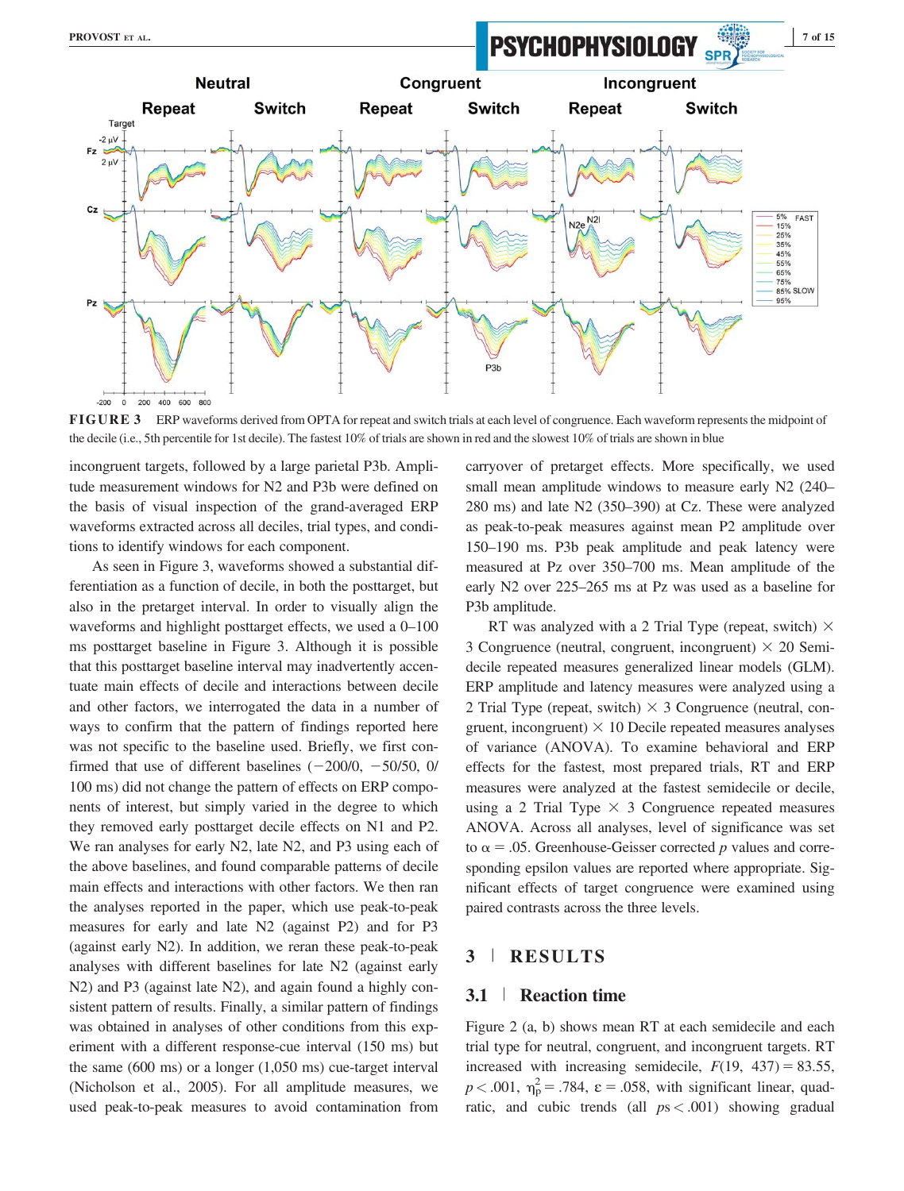**FIGURE 3** ERP waveforms derived from OPTA for repeat and switch trials at each level of congruence. Each waveform represents the midpoint of the decile (i.e., 5th percentile for 1st decile). The fastest 10% of trials are shown in red and the slowest 10% of trials are shown in blue

incongruent targets, followed by a large parietal P3b. Amplitude measurement windows for N2 and P3b were defined on the basis of visual inspection of the grand-averaged ERP waveforms extracted across all deciles, trial types, and conditions to identify windows for each component.

As seen in Figure 3, waveforms showed a substantial differentiation as a function of decile, in both the posttarget, but also in the pretarget interval. In order to visually align the waveforms and highlight posttarget effects, we used a 0–100 ms posttarget baseline in Figure 3. Although it is possible that this posttarget baseline interval may inadvertently accentuate main effects of decile and interactions between decile and other factors, we interrogated the data in a number of ways to confirm that the pattern of findings reported here was not specific to the baseline used. Briefly, we first confirmed that use of different baselines (−200/0, −50/50, 0/100 ms) did not change the pattern of effects on ERP components of interest, but simply varied in the degree to which they removed early posttarget decile effects on N1 and P2. We ran analyses for early N2, late N2, and P3 using each of the above baselines, and found comparable patterns of decile main effects and interactions with other factors. We then ran the analyses reported in the paper, which use peak-to-peak measures for early and late N2 (against P2) and for P3 (against early N2). In addition, we reran these peak-to-peak analyses with different baselines for late N2 (against early N2) and P3 (against late N2), and again found a highly consistent pattern of results. Finally, a similar pattern of findings was obtained in analyses of other conditions from this experiment with a different response-cue interval (150 ms) but the same (600 ms) or a longer (1,050 ms) cue-target interval (Nicholson et al., 2005). For all amplitude measures, we used peak-to-peak measures to avoid contamination from carryover of pretarget effects. More specifically, we used small mean amplitude windows to measure early N2 (240–280 ms) and late N2 (350–390) at Cz. These were analyzed as peak-to-peak measures against mean P2 amplitude over 150–190 ms. P3b peak amplitude and peak latency were measured at Pz over 350–700 ms. Mean amplitude of the early N2 over 225–265 ms at Pz was used as a baseline for P3b amplitude.

RT was analyzed with a 2 Trial Type (repeat, switch) × 3 Congruence (neutral, congruent, incongruent) × 20 Semidecile repeated measures generalized linear models (GLM). ERP amplitude and latency measures were analyzed using a 2 Trial Type (repeat, switch) × 3 Congruence (neutral, congruent, incongruent) × 10 Decile repeated measures analyses of variance (ANOVA). To examine behavioral and ERP effects for the fastest, most prepared trials, RT and ERP measures were analyzed at the fastest semidecile or decile, using a 2 Trial Type × 3 Congruence repeated measures ANOVA. Across all analyses, level of significance was set to $\alpha = .05$. Greenhouse-Geisser corrected $p$ values and corresponding epsilon values are reported where appropriate. Significant effects of target congruence were examined using paired contrasts across the three levels.

## 3 | RESULTS

### 3.1 | Reaction time

Figure 2 (a, b) shows mean RT at each semidecile and each trial type for neutral, congruent, and incongruent targets. RT increased with increasing semidecile, $F(19, 437) = 83.55$, $p < .001$, $\eta_p^2 = .784$, $\varepsilon = .058$, with significant linear, quadratic, and cubic trends (all $ps < .001$) showing gradual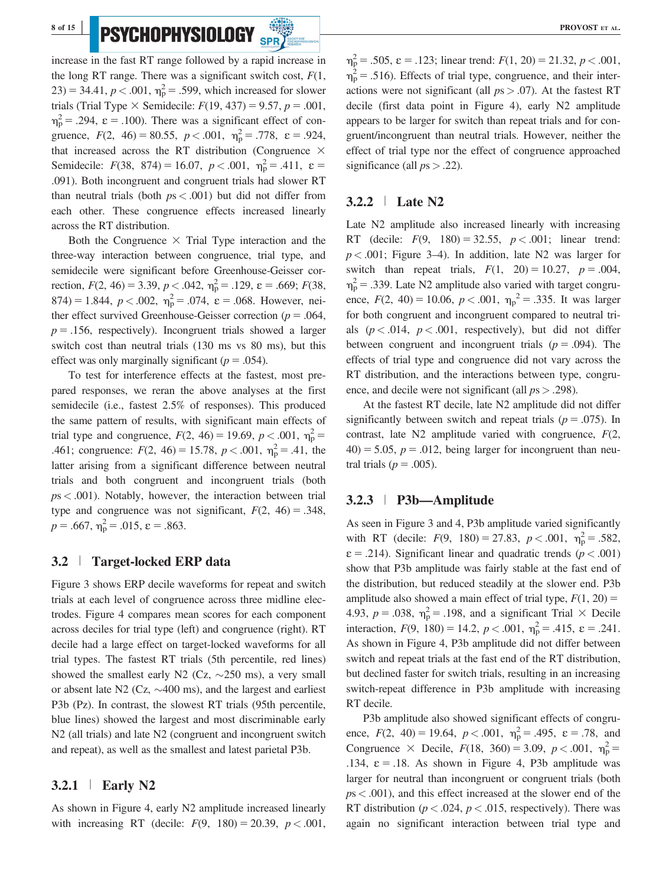increase in the fast RT range followed by a rapid increase in the long RT range. There was a significant switch cost, $F(1, 23) = 34.41$, $p < .001$, $\eta_p^2 = .599$, which increased for slower trials (Trial Type × Semidecile: $F(19, 437) = 9.57$, $p = .001$, $\eta_p^2 = .294$, $\varepsilon = .100$). There was a significant effect of congruence, $F(2, 46) = 80.55$, $p < .001$, $\eta_p^2 = .778$, $\varepsilon = .924$, that increased across the RT distribution (Congruence × Semidecile: $F(38, 874) = 16.07$, $p < .001$, $\eta_p^2 = .411$, $\varepsilon = .091$). Both incongruent and congruent trials had slower RT than neutral trials (both $ps < .001$) but did not differ from each other. These congruence effects increased linearly across the RT distribution.

Both the Congruence × Trial Type interaction and the three-way interaction between congruence, trial type, and semidecile were significant before Greenhouse-Geisser correction, $F(2, 46) = 3.39$, $p < .042$, $\eta_p^2 = .129$, $\varepsilon = .669$; $F(38, 874) = 1.844$, $p < .002$, $\eta_p^2 = .074$, $\varepsilon = .068$. However, neither effect survived Greenhouse-Geisser correction ($p = .064$, $p = .156$, respectively). Incongruent trials showed a larger switch cost than neutral trials (130 ms vs 80 ms), but this effect was only marginally significant ($p = .054$).

To test for interference effects at the fastest, most prepared responses, we reran the above analyses at the first semidecile (i.e., fastest 2.5% of responses). This produced the same pattern of results, with significant main effects of trial type and congruence, $F(2, 46) = 19.69$, $p < .001$, $\eta_p^2 = .461$; congruence: $F(2, 46) = 15.78$, $p < .001$, $\eta_p^2 = .41$, the latter arising from a significant difference between neutral trials and both congruent and incongruent trials (both $ps < .001$). Notably, however, the interaction between trial type and congruence was not significant, $F(2, 46) = .348$, $p = .667$, $\eta_p^2 = .015$, $\varepsilon = .863$.

## 3.2 | Target-locked ERP data

Figure 3 shows ERP decile waveforms for repeat and switch trials at each level of congruence across three midline electrodes. Figure 4 compares mean scores for each component across deciles for trial type (left) and congruence (right). RT decile had a large effect on target-locked waveforms for all trial types. The fastest RT trials (5th percentile, red lines) showed the smallest early N2 (Cz, ~250 ms), a very small or absent late N2 (Cz, ~400 ms), and the largest and earliest P3b (Pz). In contrast, the slowest RT trials (95th percentile, blue lines) showed the largest and most discriminable early N2 (all trials) and late N2 (congruent and incongruent switch and repeat), as well as the smallest and latest parietal P3b.

### 3.2.1 | Early N2

As shown in Figure 4, early N2 amplitude increased linearly with increasing RT (decile: $F(9, 180) = 20.39$, $p < .001$, $\eta_p^2 = .505$, $\varepsilon = .123$; linear trend: $F(1, 20) = 21.32$, $p < .001$, $\eta_p^2 = .516$). Effects of trial type, congruence, and their interactions were not significant (all $ps > .07$). At the fastest RT decile (first data point in Figure 4), early N2 amplitude appears to be larger for switch than repeat trials and for congruent/incongruent than neutral trials. However, neither the effect of trial type nor the effect of congruence approached significance (all $ps > .22$).

### 3.2.2 | Late N2

Late N2 amplitude also increased linearly with increasing RT (decile: $F(9, 180) = 32.55$, $p < .001$; linear trend: $p < .001$; Figure 3–4). In addition, late N2 was larger for switch than repeat trials, $F(1, 20) = 10.27$, $p = .004$, $\eta_p^2 = .339$. Late N2 amplitude also varied with target congruence, $F(2, 40) = 10.06$, $p < .001$, $\eta_p{}^2 = .335$. It was larger for both congruent and incongruent compared to neutral trials ($p < .014$, $p < .001$, respectively), but did not differ between congruent and incongruent trials ($p = .094$). The effects of trial type and congruence did not vary across the RT distribution, and the interactions between type, congruence, and decile were not significant (all $ps > .298$).

At the fastest RT decile, late N2 amplitude did not differ significantly between switch and repeat trials ($p = .075$). In contrast, late N2 amplitude varied with congruence, $F(2, 40) = 5.05$, $p = .012$, being larger for incongruent than neutral trials ($p = .005$).

### 3.2.3 | P3b—Amplitude

As seen in Figure 3 and 4, P3b amplitude varied significantly with RT (decile: $F(9, 180) = 27.83$, $p < .001$, $\eta_p^2 = .582$, $\varepsilon = .214$). Significant linear and quadratic trends ($p < .001$) show that P3b amplitude was fairly stable at the fast end of the distribution, but reduced steadily at the slower end. P3b amplitude also showed a main effect of trial type, $F(1, 20) = 4.93$, $p = .038$, $\eta_p^2 = .198$, and a significant Trial × Decile interaction, $F(9, 180) = 14.2$, $p < .001$, $\eta_p^2 = .415$, $\varepsilon = .241$. As shown in Figure 4, P3b amplitude did not differ between switch and repeat trials at the fast end of the RT distribution, but declined faster for switch trials, resulting in an increasing switch-repeat difference in P3b amplitude with increasing RT decile.

P3b amplitude also showed significant effects of congruence, $F(2, 40) = 19.64$, $p < .001$, $\eta_p^2 = .495$, $\varepsilon = .78$, and Congruence × Decile, $F(18, 360) = 3.09$, $p < .001$, $\eta_p^2 = .134$, $\varepsilon = .18$. As shown in Figure 4, P3b amplitude was larger for neutral than incongruent or congruent trials (both $ps < .001$), and this effect increased at the slower end of the RT distribution ($p < .024$, $p < .015$, respectively). There was again no significant interaction between trial type and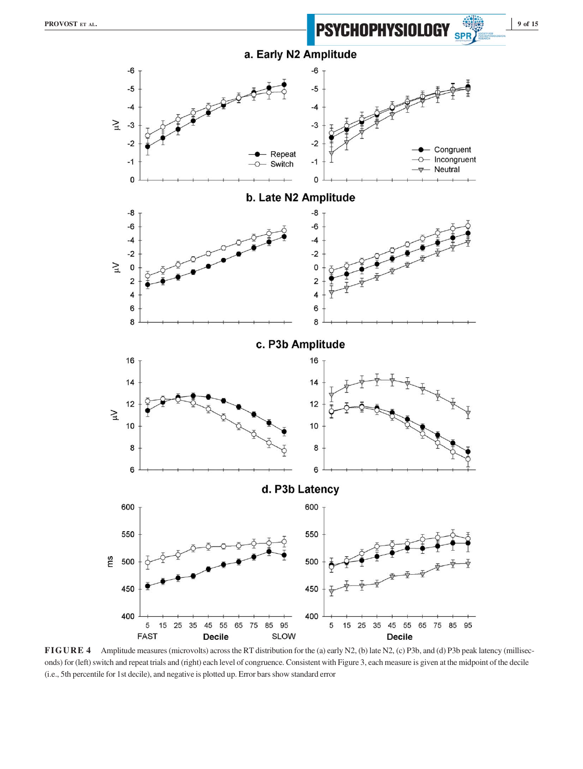**FIGURE 4** Amplitude measures (microvolts) across the RT distribution for the (a) early N2, (b) late N2, (c) P3b, and (d) P3b peak latency (milliseconds) for (left) switch and repeat trials and (right) each level of congruence. Consistent with Figure 3, each measure is given at the midpoint of the decile (i.e., 5th percentile for 1st decile), and negative is plotted up. Error bars show standard error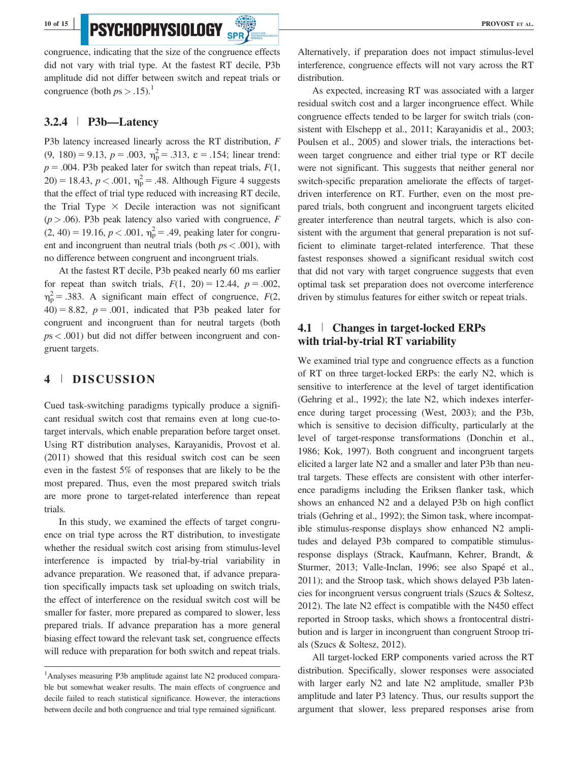congruence, indicating that the size of the congruence effects did not vary with trial type. At the fastest RT decile, P3b amplitude did not differ between switch and repeat trials or congruence (both $ps > .15$).[1]

### 3.2.4 | P3b—Latency

P3b latency increased linearly across the RT distribution, $F(9, 180) = 9.13$, $p = .003$, $\eta_p^2 = .313$, $\varepsilon = .154$; linear trend: $p = .004$. P3b peaked later for switch than repeat trials, $F(1, 20) = 18.43$, $p < .001$, $\eta_p^2 = .48$. Although Figure 4 suggests that the effect of trial type reduced with increasing RT decile, the Trial Type × Decile interaction was not significant ($p > .06$). P3b peak latency also varied with congruence, $F(2, 40) = 19.16$, $p < .001$, $\eta_p^2 = .49$, peaking later for congruent and incongruent than neutral trials (both $ps < .001$), with no difference between congruent and incongruent trials.

At the fastest RT decile, P3b peaked nearly 60 ms earlier for repeat than switch trials, $F(1, 20) = 12.44$, $p = .002$, $\eta_p^2 = .383$. A significant main effect of congruence, $F(2, 40) = 8.82$, $p = .001$, indicated that P3b peaked later for congruent and incongruent than for neutral targets (both $ps < .001$) but did not differ between incongruent and congruent targets.

## 4 | DISCUSSION

Cued task-switching paradigms typically produce a significant residual switch cost that remains even at long cue-to-target intervals, which enable preparation before target onset. Using RT distribution analyses, Karayanidis, Provost et al. (2011) showed that this residual switch cost can be seen even in the fastest 5% of responses that are likely to be the most prepared. Thus, even the most prepared switch trials are more prone to target-related interference than repeat trials.

In this study, we examined the effects of target congruence on trial type across the RT distribution, to investigate whether the residual switch cost arising from stimulus-level interference is impacted by trial-by-trial variability in advance preparation. We reasoned that, if advance preparation specifically impacts task set uploading on switch trials, the effect of interference on the residual switch cost will be smaller for faster, more prepared as compared to slower, less prepared trials. If advance preparation has a more general biasing effect toward the relevant task set, congruence effects will reduce with preparation for both switch and repeat trials. Alternatively, if preparation does not impact stimulus-level interference, congruence effects will not vary across the RT distribution.

As expected, increasing RT was associated with a larger residual switch cost and a larger incongruence effect. While congruence effects tended to be larger for switch trials (consistent with Elschepp et al., 2011; Karayanidis et al., 2003; Poulsen et al., 2005) and slower trials, the interactions between target congruence and either trial type or RT decile were not significant. This suggests that neither general nor switch-specific preparation ameliorate the effects of target-driven interference on RT. Further, even on the most prepared trials, both congruent and incongruent targets elicited greater interference than neutral targets, which is also consistent with the argument that general preparation is not sufficient to eliminate target-related interference. That these fastest responses showed a significant residual switch cost that did not vary with target congruence suggests that even optimal task set preparation does not overcome interference driven by stimulus features for either switch or repeat trials.

### 4.1 | Changes in target-locked ERPs with trial-by-trial RT variability

We examined trial type and congruence effects as a function of RT on three target-locked ERPs: the early N2, which is sensitive to interference at the level of target identification (Gehring et al., 1992); the late N2, which indexes interference during target processing (West, 2003); and the P3b, which is sensitive to decision difficulty, particularly at the level of target-response transformations (Donchin et al., 1986; Kok, 1997). Both congruent and incongruent targets elicited a larger late N2 and a smaller and later P3b than neutral targets. These effects are consistent with other interference paradigms including the Eriksen flanker task, which shows an enhanced N2 and a delayed P3b on high conflict trials (Gehring et al., 1992); the Simon task, where incompatible stimulus-response displays show enhanced N2 amplitudes and delayed P3b compared to compatible stimulus-response displays (Strack, Kaufmann, Kehrer, Brandt, & Sturmer, 2013; Valle-Inclan, 1996; see also Spapé et al., 2011); and the Stroop task, which shows delayed P3b latencies for incongruent versus congruent trials (Szucs & Soltesz, 2012). The late N2 effect is compatible with the N450 effect reported in Stroop tasks, which shows a frontocentral distribution and is larger in incongruent than congruent Stroop trials (Szucs & Soltesz, 2012).

All target-locked ERP components varied across the RT distribution. Specifically, slower responses were associated with larger early N2 and late N2 amplitude, smaller P3b amplitude and later P3 latency. Thus, our results support the argument that slower, less prepared responses arise from

[1]Analyses measuring P3b amplitude against late N2 produced comparable but somewhat weaker results. The main effects of congruence and decile failed to reach statistical significance. However, the interactions between decile and both congruence and trial type remained significant.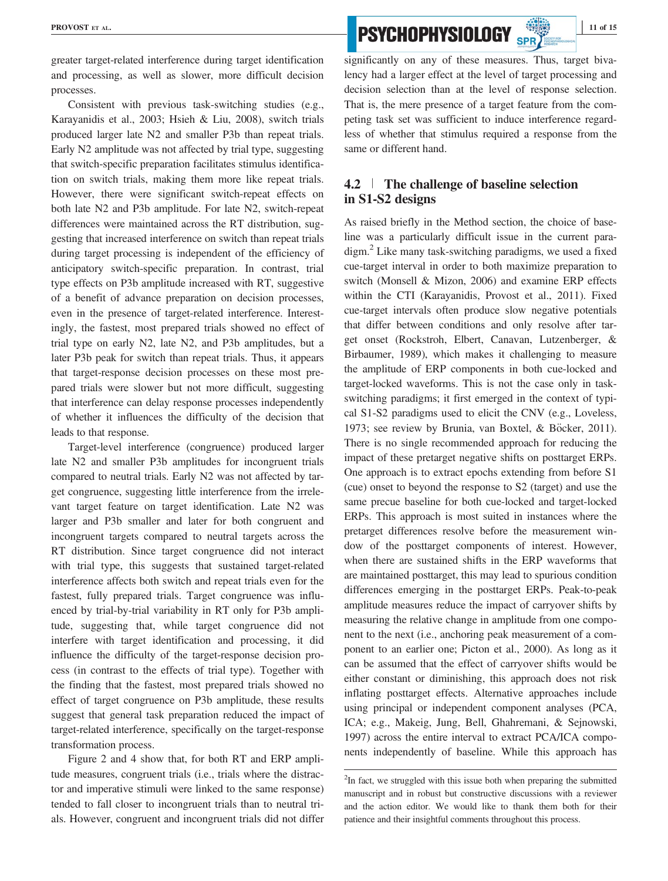greater target-related interference during target identification and processing, as well as slower, more difficult decision processes.

Consistent with previous task-switching studies (e.g., Karayanidis et al., 2003; Hsieh & Liu, 2008), switch trials produced larger late N2 and smaller P3b than repeat trials. Early N2 amplitude was not affected by trial type, suggesting that switch-specific preparation facilitates stimulus identification on switch trials, making them more like repeat trials. However, there were significant switch-repeat effects on both late N2 and P3b amplitude. For late N2, switch-repeat differences were maintained across the RT distribution, suggesting that increased interference on switch than repeat trials during target processing is independent of the efficiency of anticipatory switch-specific preparation. In contrast, trial type effects on P3b amplitude increased with RT, suggestive of a benefit of advance preparation on decision processes, even in the presence of target-related interference. Interestingly, the fastest, most prepared trials showed no effect of trial type on early N2, late N2, and P3b amplitudes, but a later P3b peak for switch than repeat trials. Thus, it appears that target-response decision processes on these most prepared trials were slower but not more difficult, suggesting that interference can delay response processes independently of whether it influences the difficulty of the decision that leads to that response.

Target-level interference (congruence) produced larger late N2 and smaller P3b amplitudes for incongruent trials compared to neutral trials. Early N2 was not affected by target congruence, suggesting little interference from the irrelevant target feature on target identification. Late N2 was larger and P3b smaller and later for both congruent and incongruent targets compared to neutral targets across the RT distribution. Since target congruence did not interact with trial type, this suggests that sustained target-related interference affects both switch and repeat trials even for the fastest, fully prepared trials. Target congruence was influenced by trial-by-trial variability in RT only for P3b amplitude, suggesting that, while target congruence did not interfere with target identification and processing, it did influence the difficulty of the target-response decision process (in contrast to the effects of trial type). Together with the finding that the fastest, most prepared trials showed no effect of target congruence on P3b amplitude, these results suggest that general task preparation reduced the impact of target-related interference, specifically on the target-response transformation process.

Figure 2 and 4 show that, for both RT and ERP amplitude measures, congruent trials (i.e., trials where the distractor and imperative stimuli were linked to the same response) tended to fall closer to incongruent trials than to neutral trials. However, congruent and incongruent trials did not differ significantly on any of these measures. Thus, target bivalency had a larger effect at the level of target processing and decision selection than at the level of response selection. That is, the mere presence of a target feature from the competing task set was sufficient to induce interference regardless of whether that stimulus required a response from the same or different hand.

## 4.2 | The challenge of baseline selection in S1-S2 designs

As raised briefly in the Method section, the choice of baseline was a particularly difficult issue in the current paradigm.[2] Like many task-switching paradigms, we used a fixed cue-target interval in order to both maximize preparation to switch (Monsell & Mizon, 2006) and examine ERP effects within the CTI (Karayanidis, Provost et al., 2011). Fixed cue-target intervals often produce slow negative potentials that differ between conditions and only resolve after target onset (Rockstroh, Elbert, Canavan, Lutzenberger, & Birbaumer, 1989), which makes it challenging to measure the amplitude of ERP components in both cue-locked and target-locked waveforms. This is not the case only in task-switching paradigms; it first emerged in the context of typical S1-S2 paradigms used to elicit the CNV (e.g., Loveless, 1973; see review by Brunia, van Boxtel, & Böcker, 2011). There is no single recommended approach for reducing the impact of these pretarget negative shifts on posttarget ERPs. One approach is to extract epochs extending from before S1 (cue) onset to beyond the response to S2 (target) and use the same precue baseline for both cue-locked and target-locked ERPs. This approach is most suited in instances where the pretarget differences resolve before the measurement window of the posttarget components of interest. However, when there are sustained shifts in the ERP waveforms that are maintained posttarget, this may lead to spurious condition differences emerging in the posttarget ERPs. Peak-to-peak amplitude measures reduce the impact of carryover shifts by measuring the relative change in amplitude from one component to the next (i.e., anchoring peak measurement of a component to an earlier one; Picton et al., 2000). As long as it can be assumed that the effect of carryover shifts would be either constant or diminishing, this approach does not risk inflating posttarget effects. Alternative approaches include using principal or independent component analyses (PCA, ICA; e.g., Makeig, Jung, Bell, Ghahremani, & Sejnowski, 1997) across the entire interval to extract PCA/ICA components independently of baseline. While this approach has

[2] In fact, we struggled with this issue both when preparing the submitted manuscript and in robust but constructive discussions with a reviewer and the action editor. We would like to thank them both for their patience and their insightful comments throughout this process.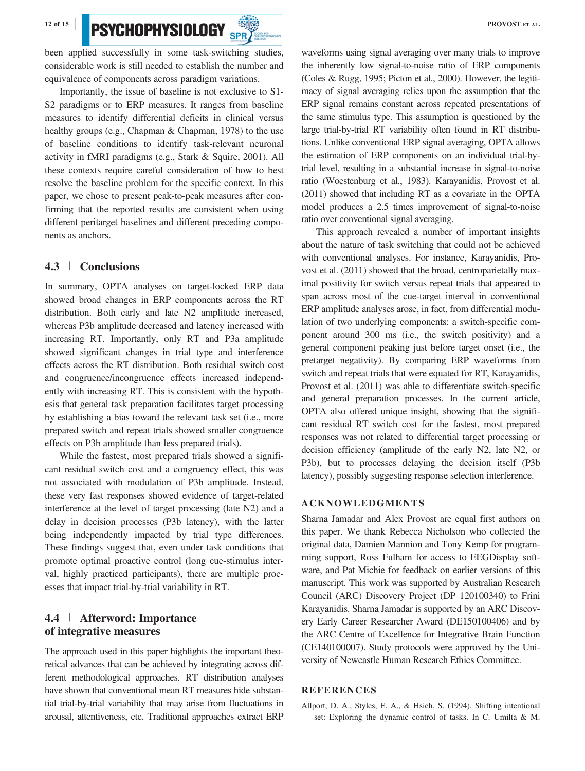been applied successfully in some task-switching studies, considerable work is still needed to establish the number and equivalence of components across paradigm variations.

Importantly, the issue of baseline is not exclusive to S1-S2 paradigms or to ERP measures. It ranges from baseline measures to identify differential deficits in clinical versus healthy groups (e.g., Chapman & Chapman, 1978) to the use of baseline conditions to identify task-relevant neuronal activity in fMRI paradigms (e.g., Stark & Squire, 2001). All these contexts require careful consideration of how to best resolve the baseline problem for the specific context. In this paper, we chose to present peak-to-peak measures after confirming that the reported results are consistent when using different peritarget baselines and different preceding components as anchors.

### 4.3 | Conclusions

In summary, OPTA analyses on target-locked ERP data showed broad changes in ERP components across the RT distribution. Both early and late N2 amplitude increased, whereas P3b amplitude decreased and latency increased with increasing RT. Importantly, only RT and P3a amplitude showed significant changes in trial type and interference effects across the RT distribution. Both residual switch cost and congruence/incongruence effects increased independently with increasing RT. This is consistent with the hypothesis that general task preparation facilitates target processing by establishing a bias toward the relevant task set (i.e., more prepared switch and repeat trials showed smaller congruence effects on P3b amplitude than less prepared trials).

While the fastest, most prepared trials showed a significant residual switch cost and a congruency effect, this was not associated with modulation of P3b amplitude. Instead, these very fast responses showed evidence of target-related interference at the level of target processing (late N2) and a delay in decision processes (P3b latency), with the latter being independently impacted by trial type differences. These findings suggest that, even under task conditions that promote optimal proactive control (long cue-stimulus interval, highly practiced participants), there are multiple processes that impact trial-by-trial variability in RT.

### 4.4 | Afterword: Importance of integrative measures

The approach used in this paper highlights the important theoretical advances that can be achieved by integrating across different methodological approaches. RT distribution analyses have shown that conventional mean RT measures hide substantial trial-by-trial variability that may arise from fluctuations in arousal, attentiveness, etc. Traditional approaches extract ERP waveforms using signal averaging over many trials to improve the inherently low signal-to-noise ratio of ERP components (Coles & Rugg, 1995; Picton et al., 2000). However, the legitimacy of signal averaging relies upon the assumption that the ERP signal remains constant across repeated presentations of the same stimulus type. This assumption is questioned by the large trial-by-trial RT variability often found in RT distributions. Unlike conventional ERP signal averaging, OPTA allows the estimation of ERP components on an individual trial-by-trial level, resulting in a substantial increase in signal-to-noise ratio (Woestenburg et al., 1983). Karayanidis, Provost et al. (2011) showed that including RT as a covariate in the OPTA model produces a 2.5 times improvement of signal-to-noise ratio over conventional signal averaging.

This approach revealed a number of important insights about the nature of task switching that could not be achieved with conventional analyses. For instance, Karayanidis, Provost et al. (2011) showed that the broad, centroparietally maximal positivity for switch versus repeat trials that appeared to span across most of the cue-target interval in conventional ERP amplitude analyses arose, in fact, from differential modulation of two underlying components: a switch-specific component around 300 ms (i.e., the switch positivity) and a general component peaking just before target onset (i.e., the pretarget negativity). By comparing ERP waveforms from switch and repeat trials that were equated for RT, Karayanidis, Provost et al. (2011) was able to differentiate switch-specific and general preparation processes. In the current article, OPTA also offered unique insight, showing that the significant residual RT switch cost for the fastest, most prepared responses was not related to differential target processing or decision efficiency (amplitude of the early N2, late N2, or P3b), but to processes delaying the decision itself (P3b latency), possibly suggesting response selection interference.

## ACKNOWLEDGMENTS

Sharna Jamadar and Alex Provost are equal first authors on this paper. We thank Rebecca Nicholson who collected the original data, Damien Mannion and Tony Kemp for programming support, Ross Fulham for access to EEGDisplay software, and Pat Michie for feedback on earlier versions of this manuscript. This work was supported by Australian Research Council (ARC) Discovery Project (DP 120100340) to Frini Karayanidis. Sharna Jamadar is supported by an ARC Discovery Early Career Researcher Award (DE150100406) and by the ARC Centre of Excellence for Integrative Brain Function (CE140100007). Study protocols were approved by the University of Newcastle Human Research Ethics Committee.

## REFERENCES

Allport, D. A., Styles, E. A., & Hsieh, S. (1994). Shifting intentional set: Exploring the dynamic control of tasks. In C. Umilta & M.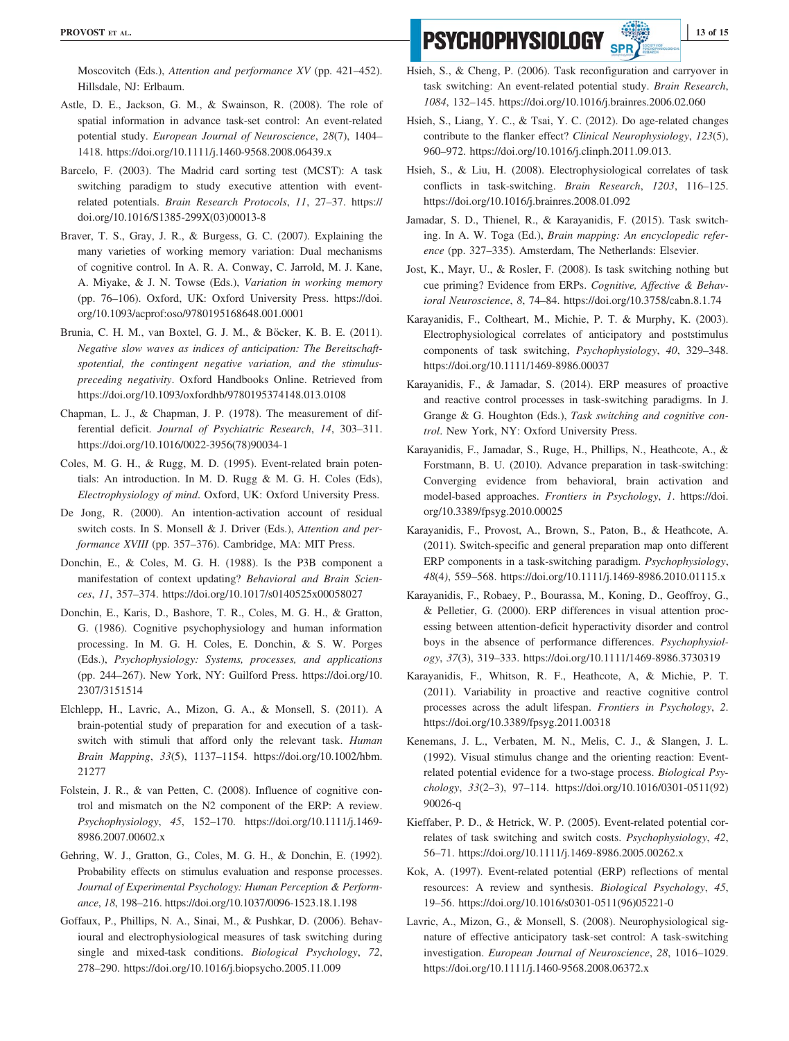Moscovitch (Eds.), *Attention and performance XV* (pp. 421–452). Hillsdale, NJ: Erlbaum.

Astle, D. E., Jackson, G. M., & Swainson, R. (2008). The role of spatial information in advance task-set control: An event-related potential study. *European Journal of Neuroscience*, *28*(7), 1404–1418. https://doi.org/10.1111/j.1460-9568.2008.06439.x

Barcelo, F. (2003). The Madrid card sorting test (MCST): A task switching paradigm to study executive attention with event-related potentials. *Brain Research Protocols*, *11*, 27–37. https://doi.org/10.1016/S1385-299X(03)00013-8

Braver, T. S., Gray, J. R., & Burgess, G. C. (2007). Explaining the many varieties of working memory variation: Dual mechanisms of cognitive control. In A. R. A. Conway, C. Jarrold, M. J. Kane, A. Miyake, & J. N. Towse (Eds.), *Variation in working memory* (pp. 76–106). Oxford, UK: Oxford University Press. https://doi.org/10.1093/acprof:oso/9780195168648.001.0001

Brunia, C. H. M., van Boxtel, G. J. M., & Böcker, K. B. E. (2011). *Negative slow waves as indices of anticipation: The Bereitschaftspotential, the contingent negative variation, and the stimulus-preceding negativity*. Oxford Handbooks Online. Retrieved from https://doi.org/10.1093/oxfordhb/9780195374148.013.0108

Chapman, L. J., & Chapman, J. P. (1978). The measurement of differential deficit. *Journal of Psychiatric Research*, *14*, 303–311. https://doi.org/10.1016/0022-3956(78)90034-1

Coles, M. G. H., & Rugg, M. D. (1995). Event-related brain potentials: An introduction. In M. D. Rugg & M. G. H. Coles (Eds), *Electrophysiology of mind*. Oxford, UK: Oxford University Press.

De Jong, R. (2000). An intention-activation account of residual switch costs. In S. Monsell & J. Driver (Eds.), *Attention and performance XVIII* (pp. 357–376). Cambridge, MA: MIT Press.

Donchin, E., & Coles, M. G. H. (1988). Is the P3B component a manifestation of context updating? *Behavioral and Brain Sciences*, *11*, 357–374. https://doi.org/10.1017/s0140525x00058027

Donchin, E., Karis, D., Bashore, T. R., Coles, M. G. H., & Gratton, G. (1986). Cognitive psychophysiology and human information processing. In M. G. H. Coles, E. Donchin, & S. W. Porges (Eds.), *Psychophysiology: Systems, processes, and applications* (pp. 244–267). New York, NY: Guilford Press. https://doi.org/10.2307/3151514

Elchlepp, H., Lavric, A., Mizon, G. A., & Monsell, S. (2011). A brain-potential study of preparation for and execution of a task-switch with stimuli that afford only the relevant task. *Human Brain Mapping*, *33*(5), 1137–1154. https://doi.org/10.1002/hbm.21277

Folstein, J. R., & van Petten, C. (2008). Influence of cognitive control and mismatch on the N2 component of the ERP: A review. *Psychophysiology*, *45*, 152–170. https://doi.org/10.1111/j.1469-8986.2007.00602.x

Gehring, W. J., Gratton, G., Coles, M. G. H., & Donchin, E. (1992). Probability effects on stimulus evaluation and response processes. *Journal of Experimental Psychology: Human Perception & Performance*, *18*, 198–216. https://doi.org/10.1037/0096-1523.18.1.198

Goffaux, P., Phillips, N. A., Sinai, M., & Pushkar, D. (2006). Behavioural and electrophysiological measures of task switching during single and mixed-task conditions. *Biological Psychology*, *72*, 278–290. https://doi.org/10.1016/j.biopsycho.2005.11.009

Hsieh, S., & Cheng, P. (2006). Task reconfiguration and carryover in task switching: An event-related potential study. *Brain Research*, *1084*, 132–145. https://doi.org/10.1016/j.brainres.2006.02.060

Hsieh, S., Liang, Y. C., & Tsai, Y. C. (2012). Do age-related changes contribute to the flanker effect? *Clinical Neurophysiology*, *123*(5), 960–972. https://doi.org/10.1016/j.clinph.2011.09.013.

Hsieh, S., & Liu, H. (2008). Electrophysiological correlates of task conflicts in task-switching. *Brain Research*, *1203*, 116–125. https://doi.org/10.1016/j.brainres.2008.01.092

Jamadar, S. D., Thienel, R., & Karayanidis, F. (2015). Task switching. In A. W. Toga (Ed.), *Brain mapping: An encyclopedic reference* (pp. 327–335). Amsterdam, The Netherlands: Elsevier.

Jost, K., Mayr, U., & Rosler, F. (2008). Is task switching nothing but cue priming? Evidence from ERPs. *Cognitive, Affective & Behavioral Neuroscience*, *8*, 74–84. https://doi.org/10.3758/cabn.8.1.74

Karayanidis, F., Coltheart, M., Michie, P. T. & Murphy, K. (2003). Electrophysiological correlates of anticipatory and poststimulus components of task switching, *Psychophysiology*, *40*, 329–348. https://doi.org/10.1111/1469-8986.00037

Karayanidis, F., & Jamadar, S. (2014). ERP measures of proactive and reactive control processes in task-switching paradigms. In J. Grange & G. Houghton (Eds.), *Task switching and cognitive control*. New York, NY: Oxford University Press.

Karayanidis, F., Jamadar, S., Ruge, H., Phillips, N., Heathcote, A., & Forstmann, B. U. (2010). Advance preparation in task-switching: Converging evidence from behavioral, brain activation and model-based approaches. *Frontiers in Psychology*, *1*. https://doi.org/10.3389/fpsyg.2010.00025

Karayanidis, F., Provost, A., Brown, S., Paton, B., & Heathcote, A. (2011). Switch-specific and general preparation map onto different ERP components in a task-switching paradigm. *Psychophysiology*, *48*(4), 559–568. https://doi.org/10.1111/j.1469-8986.2010.01115.x

Karayanidis, F., Robaey, P., Bourassa, M., Koning, D., Geoffroy, G., & Pelletier, G. (2000). ERP differences in visual attention processing between attention-deficit hyperactivity disorder and control boys in the absence of performance differences. *Psychophysiology*, *37*(3), 319–333. https://doi.org/10.1111/1469-8986.3730319

Karayanidis, F., Whitson, R. F., Heathcote, A, & Michie, P. T. (2011). Variability in proactive and reactive cognitive control processes across the adult lifespan. *Frontiers in Psychology*, *2*. https://doi.org/10.3389/fpsyg.2011.00318

Kenemans, J. L., Verbaten, M. N., Melis, C. J., & Slangen, J. L. (1992). Visual stimulus change and the orienting reaction: Event-related potential evidence for a two-stage process. *Biological Psychology*, *33*(2–3), 97–114. https://doi.org/10.1016/0301-0511(92)90026-q

Kieffaber, P. D., & Hetrick, W. P. (2005). Event-related potential correlates of task switching and switch costs. *Psychophysiology*, *42*, 56–71. https://doi.org/10.1111/j.1469-8986.2005.00262.x

Kok, A. (1997). Event-related potential (ERP) reflections of mental resources: A review and synthesis. *Biological Psychology*, *45*, 19–56. https://doi.org/10.1016/s0301-0511(96)05221-0

Lavric, A., Mizon, G., & Monsell, S. (2008). Neurophysiological signature of effective anticipatory task-set control: A task-switching investigation. *European Journal of Neuroscience*, *28*, 1016–1029. https://doi.org/10.1111/j.1460-9568.2008.06372.x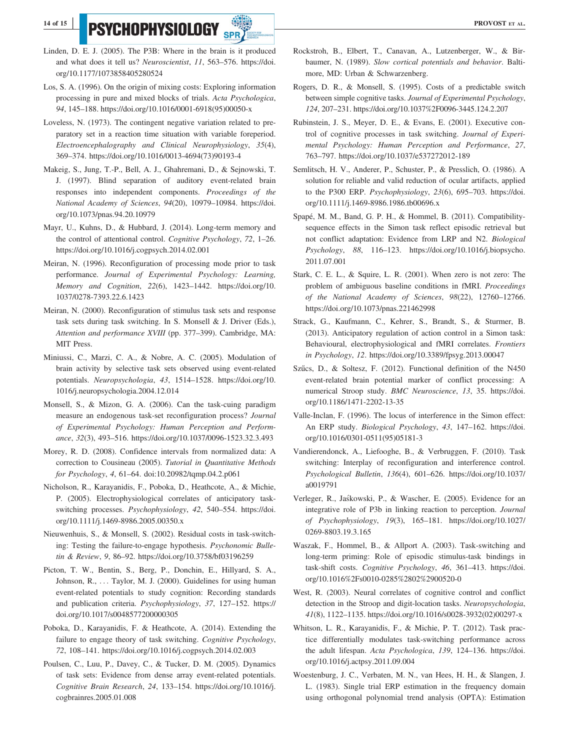Linden, D. E. J. (2005). The P3B: Where in the brain is it produced and what does it tell us? *Neuroscientist*, *11*, 563–576. https://doi.org/10.1177/1073858405280524

Los, S. A. (1996). On the origin of mixing costs: Exploring information processing in pure and mixed blocks of trials. *Acta Psychologica*, *94*, 145–188. https://doi.org/10.1016/0001-6918(95)00050-x

Loveless, N. (1973). The contingent negative variation related to preparatory set in a reaction time situation with variable foreperiod. *Electroencephalography and Clinical Neurophysiology*, *35*(4), 369–374. https://doi.org/10.1016/0013-4694(73)90193-4

Makeig, S., Jung, T.-P., Bell, A. J., Ghahremani, D., & Sejnowski, T. J. (1997). Blind separation of auditory event-related brain responses into independent components. *Proceedings of the National Academy of Sciences*, *94*(20), 10979–10984. https://doi.org/10.1073/pnas.94.20.10979

Mayr, U., Kuhns, D., & Hubbard, J. (2014). Long-term memory and the control of attentional control. *Cognitive Psychology*, *72*, 1–26. https://doi.org/10.1016/j.cogpsych.2014.02.001

Meiran, N. (1996). Reconfiguration of processing mode prior to task performance. *Journal of Experimental Psychology: Learning, Memory and Cognition*, *22*(6), 1423–1442. https://doi.org/10.1037/0278-7393.22.6.1423

Meiran, N. (2000). Reconfiguration of stimulus task sets and response task sets during task switching. In S. Monsell & J. Driver (Eds.), *Attention and performance XVIII* (pp. 377–399). Cambridge, MA: MIT Press.

Miniussi, C., Marzi, C. A., & Nobre, A. C. (2005). Modulation of brain activity by selective task sets observed using event-related potentials. *Neuropsychologia*, *43*, 1514–1528. https://doi.org/10.1016/j.neuropsychologia.2004.12.014

Monsell, S., & Mizon, G. A. (2006). Can the task-cuing paradigm measure an endogenous task-set reconfiguration process? *Journal of Experimental Psychology: Human Perception and Performance*, *32*(3), 493–516. https://doi.org/10.1037/0096-1523.32.3.493

Morey, R. D. (2008). Confidence intervals from normalized data: A correction to Cousineau (2005). *Tutorial in Quantitative Methods for Psychology*, *4*, 61–64. doi:10.20982/tqmp.04.2.p061

Nicholson, R., Karayanidis, F., Poboka, D., Heathcote, A., & Michie, P. (2005). Electrophysiological correlates of anticipatory task-switching processes. *Psychophysiology*, *42*, 540–554. https://doi.org/10.1111/j.1469-8986.2005.00350.x

Nieuwenhuis, S., & Monsell, S. (2002). Residual costs in task-switching: Testing the failure-to-engage hypothesis. *Psychonomic Bulletin & Review*, *9*, 86–92. https://doi.org/10.3758/bf03196259

Picton, T. W., Bentin, S., Berg, P., Donchin, E., Hillyard, S. A., Johnson, R., … Taylor, M. J. (2000). Guidelines for using human event-related potentials to study cognition: Recording standards and publication criteria. *Psychophysiology*, *37*, 127–152. https://doi.org/10.1017/s0048577200000305

Poboka, D., Karayanidis, F. & Heathcote, A. (2014). Extending the failure to engage theory of task switching. *Cognitive Psychology*, *72*, 108–141. https://doi.org/10.1016/j.cogpsych.2014.02.003

Poulsen, C., Luu, P., Davey, C., & Tucker, D. M. (2005). Dynamics of task sets: Evidence from dense array event-related potentials. *Cognitive Brain Research*, *24*, 133–154. https://doi.org/10.1016/j.cogbrainres.2005.01.008

Rockstroh, B., Elbert, T., Canavan, A., Lutzenberger, W., & Birbaumer, N. (1989). *Slow cortical potentials and behavior*. Baltimore, MD: Urban & Schwarzenberg.

Rogers, D. R., & Monsell, S. (1995). Costs of a predictable switch between simple cognitive tasks. *Journal of Experimental Psychology*, *124*, 207–231. https://doi.org/10.1037%2F0096-3445.124.2.207

Rubinstein, J. S., Meyer, D. E., & Evans, E. (2001). Executive control of cognitive processes in task switching. *Journal of Experimental Psychology: Human Perception and Performance*, *27*, 763–797. https://doi.org/10.1037/e537272012-189

Semlitsch, H. V., Anderer, P., Schuster, P., & Presslich, O. (1986). A solution for reliable and valid reduction of ocular artifacts, applied to the P300 ERP. *Psychophysiology*, *23*(6), 695–703. https://doi.org/10.1111/j.1469-8986.1986.tb00696.x

Spapé, M. M., Band, G. P. H., & Hommel, B. (2011). Compatibility-sequence effects in the Simon task reflect episodic retrieval but not conflict adaptation: Evidence from LRP and N2. *Biological Psychology*, *88*, 116–123. https://doi.org/10.1016/j.biopsycho.2011.07.001

Stark, C. E. L., & Squire, L. R. (2001). When zero is not zero: The problem of ambiguous baseline conditions in fMRI. *Proceedings of the National Academy of Sciences*, *98*(22), 12760–12766. https://doi.org/10.1073/pnas.221462998

Strack, G., Kaufmann, C., Kehrer, S., Brandt, S., & Sturmer, B. (2013). Anticipatory regulation of action control in a Simon task: Behavioural, electrophysiological and fMRI correlates. *Frontiers in Psychology*, *12*. https://doi.org/10.3389/fpsyg.2013.00047

Szűcs, D., & Soltesz, F. (2012). Functional definition of the N450 event-related brain potential marker of conflict processing: A numerical Stroop study. *BMC Neuroscience*, *13*, 35. https://doi.org/10.1186/1471-2202-13-35

Valle-Inclan, F. (1996). The locus of interference in the Simon effect: An ERP study. *Biological Psychology*, *43*, 147–162. https://doi.org/10.1016/0301-0511(95)05181-3

Vandierendonck, A., Liefooghe, B., & Verbruggen, F. (2010). Task switching: Interplay of reconfiguration and interference control. *Psychological Bulletin*, *136*(4), 601–626. https://doi.org/10.1037/a0019791

Verleger, R., Jaśkowski, P., & Wascher, E. (2005). Evidence for an integrative role of P3b in linking reaction to perception. *Journal of Psychophysiology*, *19*(3), 165–181. https://doi.org/10.1027/0269-8803.19.3.165

Waszak, F., Hommel, B., & Allport A. (2003). Task-switching and long-term priming: Role of episodic stimulus-task bindings in task-shift costs. *Cognitive Psychology*, *46*, 361–413. https://doi.org/10.1016%2Fs0010-0285%2802%2900520-0

West, R. (2003). Neural correlates of cognitive control and conflict detection in the Stroop and digit-location tasks. *Neuropsychologia*, *41*(8), 1122–1135. https://doi.org/10.1016/s0028-3932(02)00297-x

Whitson, L. R., Karayanidis, F., & Michie, P. T. (2012). Task practice differentially modulates task-switching performance across the adult lifespan. *Acta Psychologica*, *139*, 124–136. https://doi.org/10.1016/j.actpsy.2011.09.004

Woestenburg, J. C., Verbaten, M. N., van Hees, H. H., & Slangen, J. L. (1983). Single trial ERP estimation in the frequency domain using orthogonal polynomial trend analysis (OPTA): Estimation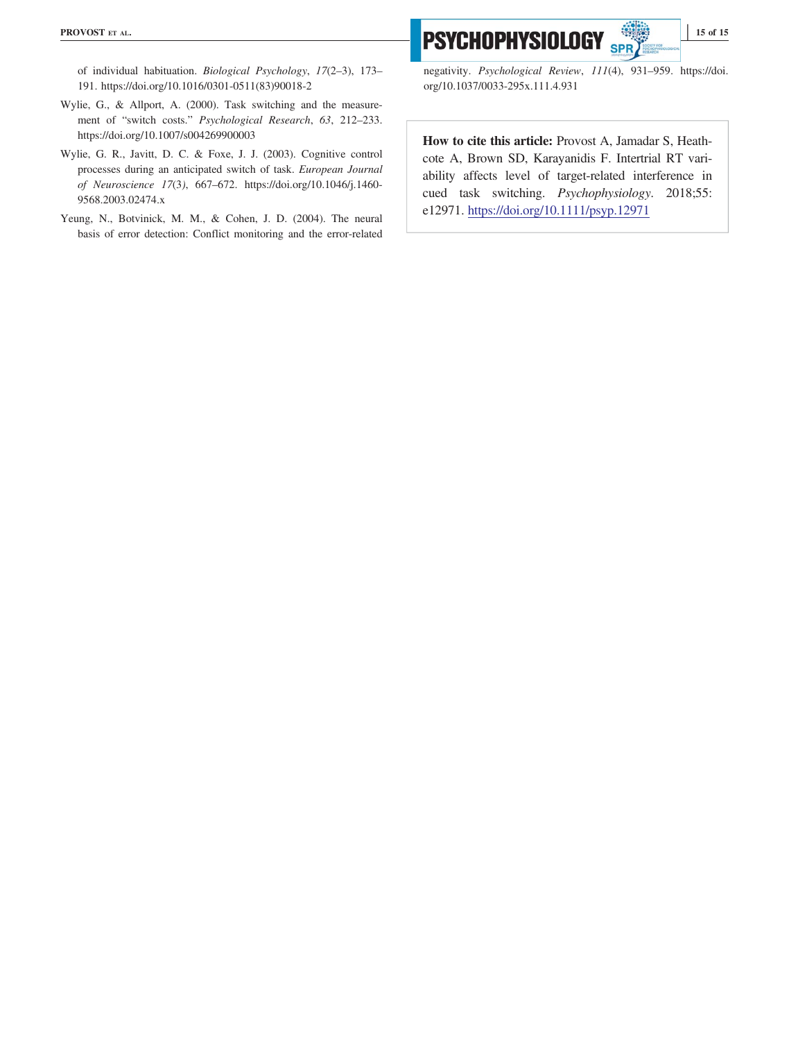of individual habituation. *Biological Psychology*, *17*(2–3), 173–191. https://doi.org/10.1016/0301-0511(83)90018-2

Wylie, G., & Allport, A. (2000). Task switching and the measurement of "switch costs." *Psychological Research*, *63*, 212–233. https://doi.org/10.1007/s004269900003

Wylie, G. R., Javitt, D. C. & Foxe, J. J. (2003). Cognitive control processes during an anticipated switch of task. *European Journal of Neuroscience* *17*(3), 667–672. https://doi.org/10.1046/j.1460-9568.2003.02474.x

Yeung, N., Botvinick, M. M., & Cohen, J. D. (2004). The neural basis of error detection: Conflict monitoring and the error-related negativity. *Psychological Review*, *111*(4), 931–959. https://doi.org/10.1037/0033-295x.111.4.931

**How to cite this article:** Provost A, Jamadar S, Heathcote A, Brown SD, Karayanidis F. Intertrial RT variability affects level of target-related interference in cued task switching. *Psychophysiology*. 2018;55:e12971. https://doi.org/10.1111/psyp.12971